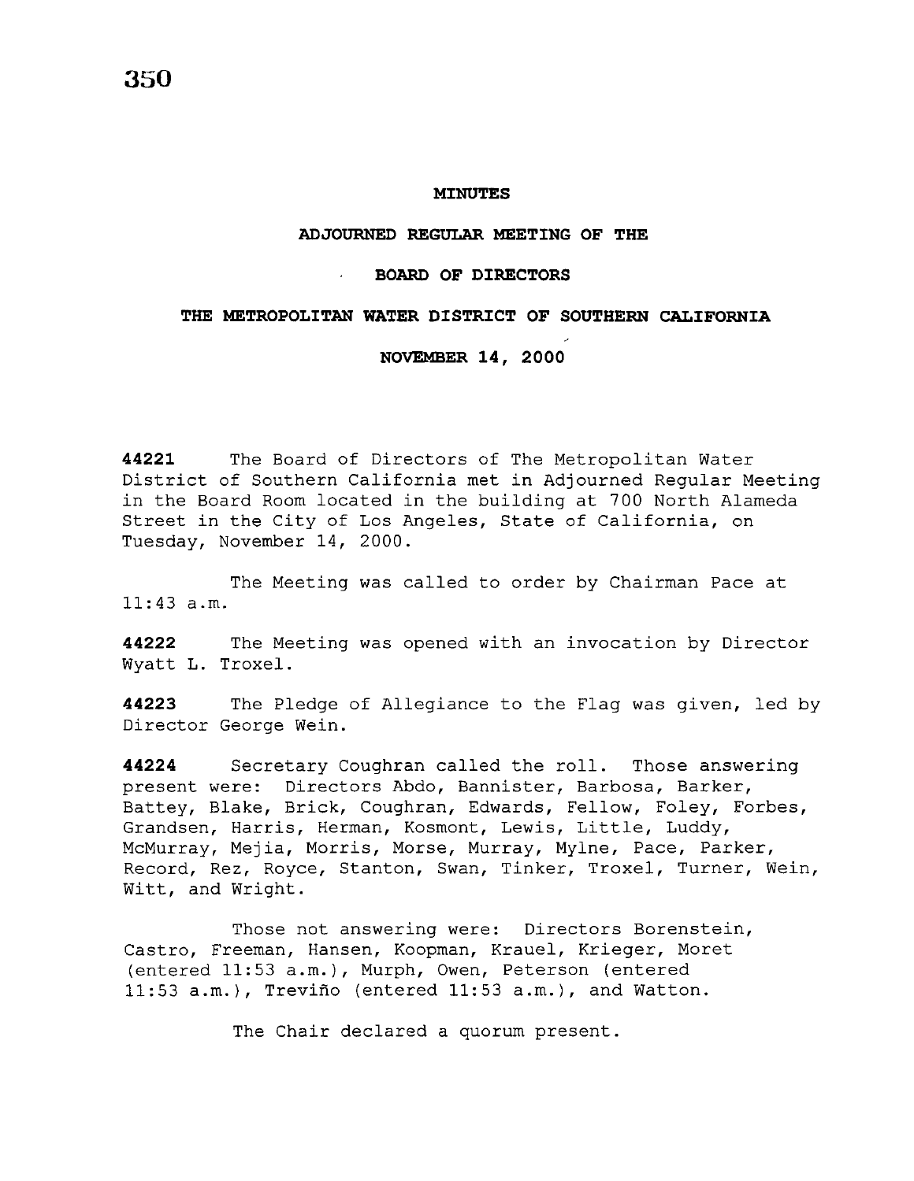# MINUTES

## ADJOURNED REGULAR MEETING OF THE

## BOARD OF DIRECTORS

## THE METROPOLITAN WATER DISTRICT OF SOUTHERN CALIFORNIA

## NOVEMBER 14, 2000

**44221** The Board of Directors of The Metropolitan Water District of Southern California met in Adjourned Regular Meeting in the Board Room located in the building at 700 North Alameda Street in the City of Los Angeles, State of California, on Tuesday, November 14, 2000.

The Meeting was called to order by Chairman Pace at 11:43 a.m.

**44222** The Meeting was opened with an invocation by Director Wyatt L. Troxel.

**44223** The Pledge of Allegiance to the Flag was given, led by Director George Wein.

**44224** Secretary Coughran called the roll. Those answering present were: Directors Abdo, Bannister, Barbosa, Barker, Battey, Blake, Brick, Coughran, Edwards, Fellow, Foley, Forbes, Grandsen, Harris, Herman, Kosmont, Lewis, Little, Luddy, McMurray, Mejia, Morris, Morse, Murray, Mylne, Pace, Parker, Record, Rez, Royce, Stanton, Swan, Tinker, Troxel, Turner, Wein, Witt, and Wright.

Those not answering were: Directors Borenstein, Castro, Freeman, Hansen, Koopman, Krauel, Krieger, Moret (entered 11:53 a.m.), Murph, Owen, Peterson (entered 11:53 a.m.), Treviño (entered 11:53 a.m.), and Watton.

The Chair declared a quorum present.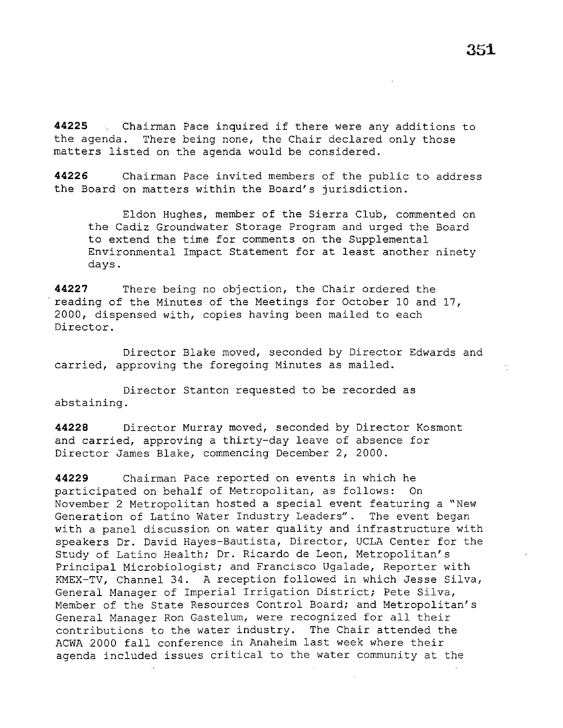**44225** Chairman Pace inquired if there were any additions to the agenda. There being none, the Chair declared only those matters listed on the agenda would be considered.

**44226** Chairman Pace invited members of the public to address the Board on matters within the Board's jurisdiction.

Eldon Hughes, member of the Sierra Club, commented on the Cadiz Groundwater Storage Program and urged the Board to extend the time for comments on the Supplemental Environmental Impact Statement for at least another ninety days.

**44227** There being no objection, the Chair ordered the reading of the Minutes of the Meetings for October 10 and 17, 2000, dispensed with, copies having been mailed to each Director.

Director Blake moved, seconded by Director Edwards and carried, approving the foregoing Minutes as mailed.

Director Stanton requested to be recorded as abstaining.

**44228** Director Murray moved, seconded by Director Kosmont and carried, approving a thirty-day leave of absence for Director James Blake, commencing December 2, 2000.

**44229** Chairman Pace reported on events in which he participated on behalf of Metropolitan, as follows: On November 2 Metropolitan hosted a special event featuring a "New Generation of Latino Water Industry Leaders". The event began with a panel discussion on water quality and infrastructure with speakers Dr. David Hayes-Bautista, Director, UCLA Center for the Study of Latino Health; Dr. Ricardo de Leon, Metropolitan's Principal Microbiologist; and Francisco Ugalade, Reporter with KMEX-TV, Channel 34. A reception followed in which Jesse Silva, General Manager of Imperial Irrigation District; Pete Silva, Member of the State Resources Control Board; and Metropolitan's General Manager Ron Gastelum, were recognized for all their contributions to the water industry. The Chair attended the ACWA 2000 fall conference in Anaheim last week where their agenda included issues critical to the water community at the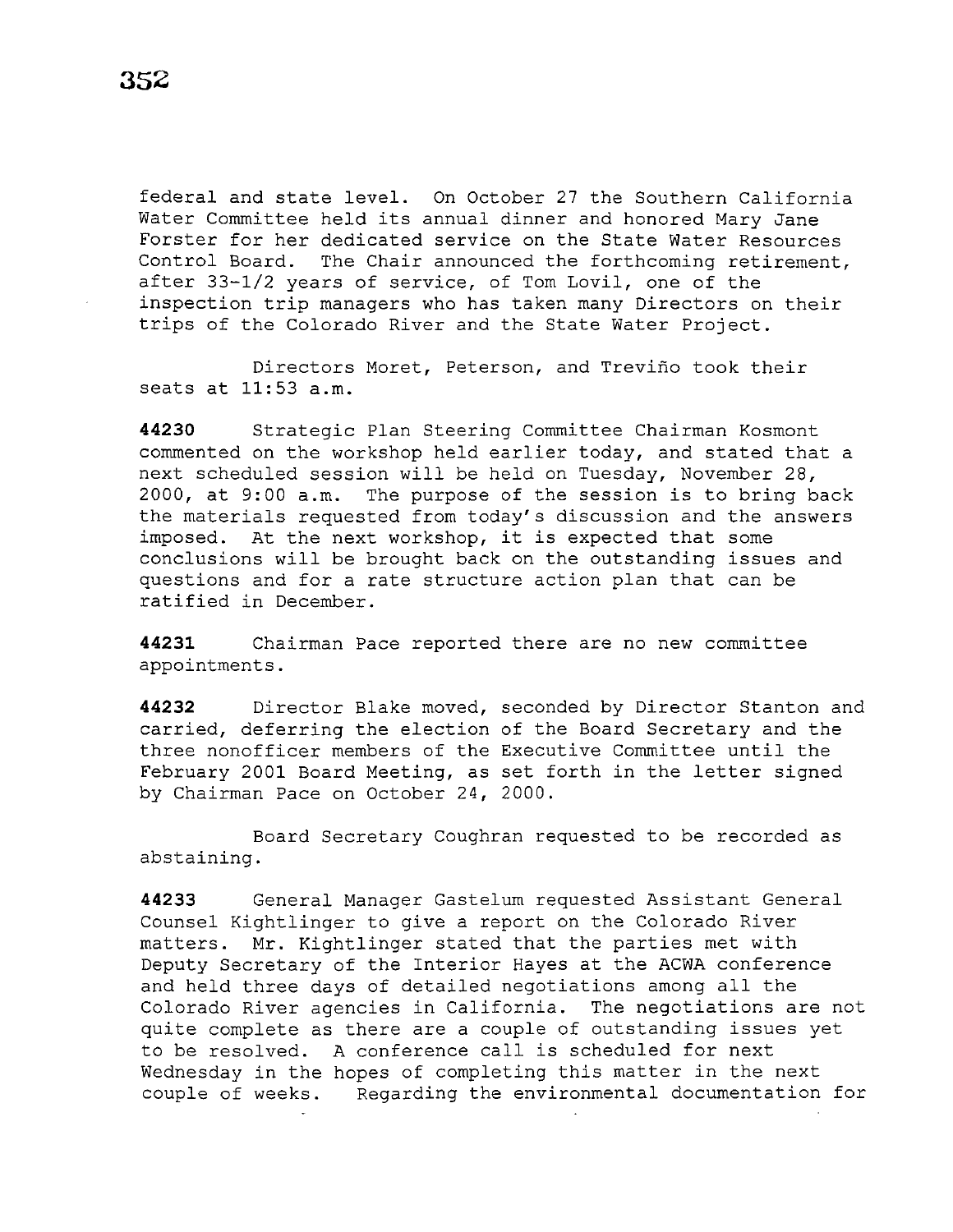federal and state level. On October 27 the Southern California Water Committee held its annual dinner and honored Mary Jane Forster for her dedicated service on the State Water Resources Control Board. The Chair announced the forthcoming retirement, after 33-1/2 years of service, of Tom Lovil, one of the inspection trip managers who has taken many Directors on their trips of the Colorado River and the State Water Project.

Directors Moret, Peterson, and Treviño took their seats at 11:53 a.m.

**44230** Strategic Plan Steering Committee Chairman Kosmont commented on the workshop held earlier today, and stated that a next scheduled session will be held on Tuesday, November 28, 2000, at 9:00 a.m. The purpose of the session is to bring back the materials requested from today's discussion and the answers imposed. At the next workshop, it is expected that some conclusions will be brought back on the outstanding issues and questions and for a rate structure action plan that can be ratified in December.

**44231** Chairman Pace reported there are no new committee appointments.

**44232** Director Blake moved, seconded by Director Stanton and carried, deferring the election of the Board Secretary and the three nonofficer members of the Executive Committee until the February 2001 Board Meeting, as set forth in the letter signed by Chairman Pace on October 24, 2000.

Board Secretary Coughran requested to be recorded as abstaining.

**44233** General Manager Gastelum requested Assistant General Counsel Kightlinger to give a report on the Colorado River matters. Mr. Kightlinger stated that the parties met with Deputy Secretary of the Interior Hayes at the ACWA conference and held three days of detailed negotiations among all the Colorado River agencies in California. The negotiations are not quite complete as there are a couple of outstanding issues yet to be resolved. A conference call is scheduled for next Wednesday in the hopes of completing this matter in the next couple of weeks. Regarding the environmental documentation for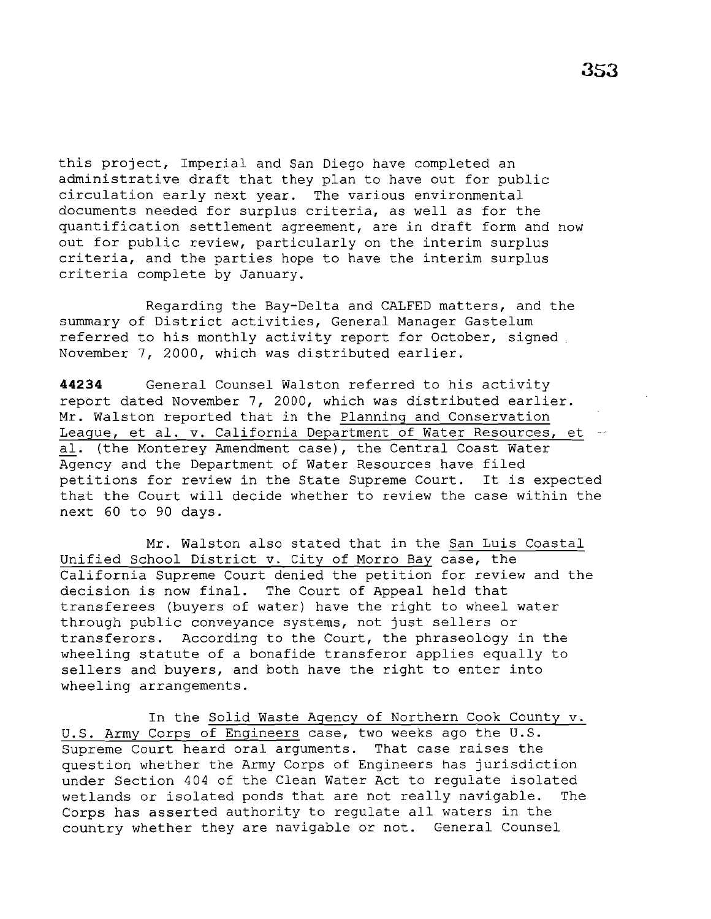this project, Imperial and San Diego have completed an administrative draft that they plan to have out for public circulation early next year. The various environmental documents needed for surplus criteria, as well as for the quantification settlement agreement, are in draft form and now out for public review, particularly on the interim surplus criteria, and the parties hope to have the interim surplus criteria complete by January.

Regarding the Bay-Delta and CALFED matters, and the summary of District activities, General Manager Gastelum referred to his monthly activity report for October, signed November 7, 2000, which was distributed earlier.

**44234** General Counsel Walston referred to his activity report dated November 7, 2000, which was distributed earlier. Mr. Walston reported that in the Planning and Conservation League, et al. v. California Department of Water Resources, et al. (the Monterey Amendment case), the Central Coast Water Agency and the Department of Water Resources have filed petitions for review in the State Supreme Court. It is expected that the Court will decide whether to review the case within the next 60 to 90 days.

Mr. Walston also stated that in the San Luis Coastal Unified School District v. City of Morro Bay case, the California Supreme Court denied the petition for review and the decision is now final. The Court of Appeal held that transferees (buyers of water) have the right to wheel water through public conveyance systems, not just sellers or transferors. According to the Court, the phraseology in the wheeling statute of a bonafide transferor applies equally to sellers and buyers, and both have the right to enter into wheeling arrangements.

In the Solid Waste Agency of Northern Cook County v. U.S. Army Corps of Engineers case, two weeks ago the U.S. Supreme Court heard oral arguments. That case raises the question whether the Army Corps of Engineers has jurisdiction under Section 404 of the Clean Water Act to regulate isolated wetlands or isolated ponds that are not really navigable. The Corps has asserted authority to regulate all waters in the country whether they are navigable or not. General Counsel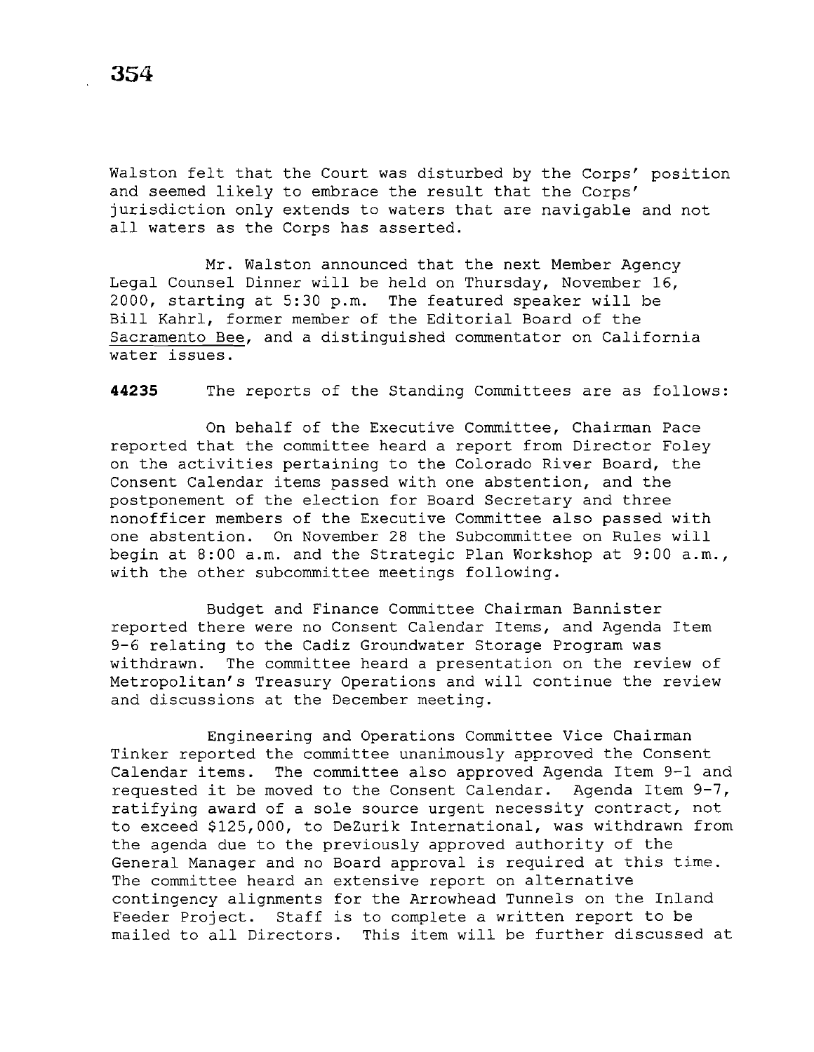Walston felt that the Court was disturbed by the Corps' position and seemed likely to embrace the result that the Corps' jurisdiction only extends to waters that are navigable and not all waters as the Corps has asserted.

Mr. Walston announced that the next Member Agency Legal Counsel Dinner will be held on Thursday, November 16, 2000, starting at 5:30 p.m. The featured speaker will be Bill Kahrl, former member of the Editorial Board of the Sacramento Bee, and a distinguished commentator on California water issues.

**44235** The reports of the Standing Committees are as follows:

On behalf of the Executive Committee, Chairman Pace reported that the committee heard a report from Director Foley on the activities pertaining to the Colorado River Board, the Consent Calendar items passed with one abstention, and the postponement of the election for Board Secretary and three nonofficer members of the Executive Committee also passed with one abstention. On November 28 the Subcommittee on Rules will begin at 8:00 a.m. and the Strategic Plan Workshop at 9:00 a.m., with the other subcommittee meetings following.

Budget and Finance Committee Chairman Bannister reported there were no Consent Calendar Items, and Agenda Item 9-6 relating to the Cadiz Groundwater Storage Program was withdrawn. The committee heard a presentation on the review of Metropolitan's Treasury Operations and will continue the review and discussions at the December meeting.

Engineering and Operations Committee Vice Chairman Tinker reported the committee unanimously approved the Consent Calendar items. The committee also approved Agenda Item 9-1 and requested it be moved to the Consent Calendar. Agenda Item 9-7, ratifying award of a sole source urgent necessity contract, not to exceed $125,000, to DeZurik International, was withdrawn from the agenda due to the previously approved authority of the General Manager and no Board approval is required at this time. The committee heard an extensive report on alternative contingency alignments for the Arrowhead Tunnels on the Inland Feeder Project. Staff is to complete a written report to be mailed to all Directors. This item will be further discussed at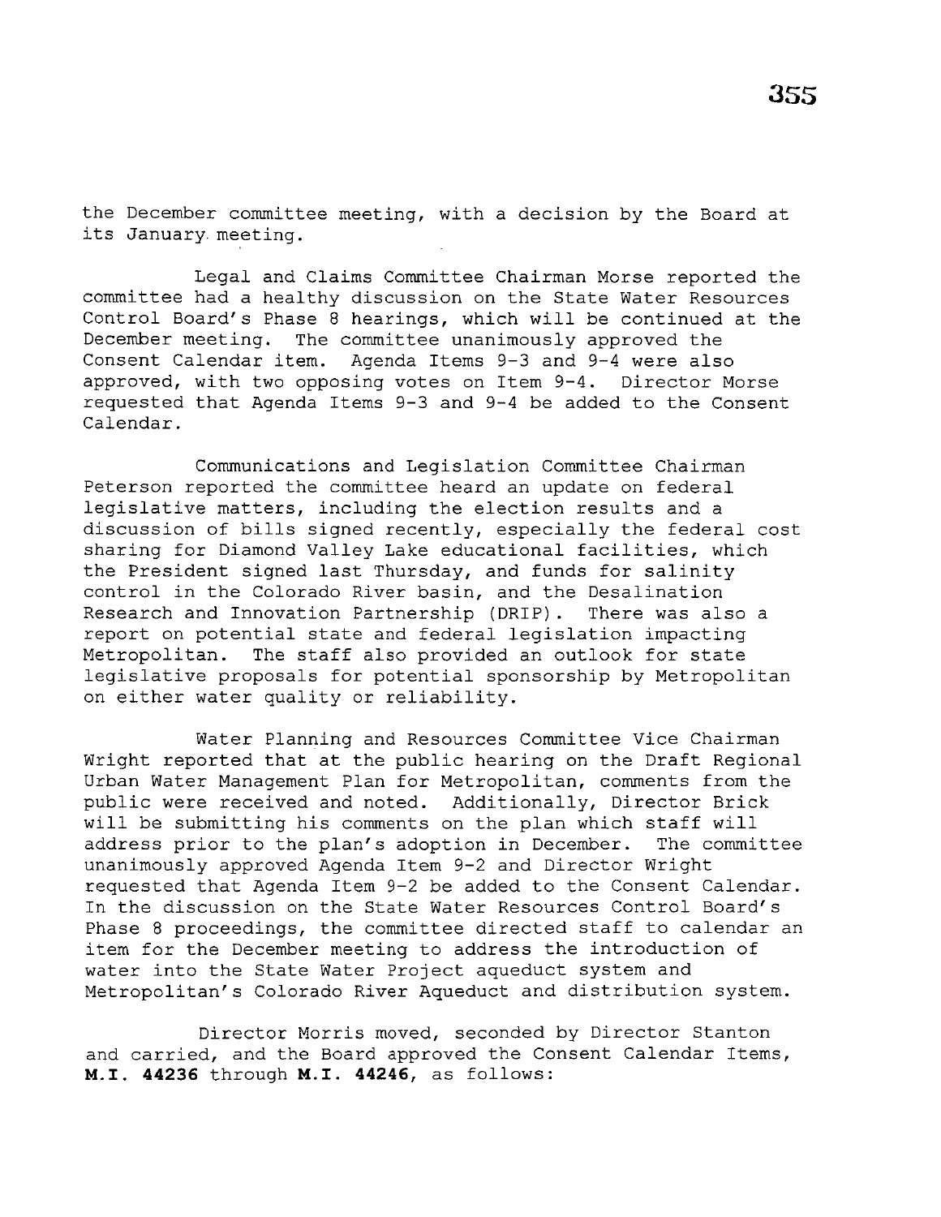the December committee meeting, with a decision by the Board at its January meeting.

Legal and Claims Committee Chairman Morse reported the committee had a healthy discussion on the State Water Resources Control Board's Phase 8 hearings, which will be continued at the December meeting. The committee unanimously approved the Consent Calendar item. Agenda Items 9-3 and 9-4 were also approved, with two opposing votes on Item 9-4. Director Morse requested that Agenda Items 9-3 and 9-4 be added to the Consent Calendar.

Communications and Legislation Committee Chairman Peterson reported the committee heard an update on federal legislative matters, including the election results and a discussion of bills signed recently, especially the federal cost sharing for Diamond Valley Lake educational facilities, which the President signed last Thursday, and funds for salinity control in the Colorado River basin, and the Desalination Research and Innovation Partnership (DRIP). There was also a report on potential state and federal legislation impacting Metropolitan. The staff also provided an outlook for state legislative proposals for potential sponsorship by Metropolitan on either water quality or reliability.

Water Planning and Resources Committee Vice Chairman Wright reported that at the public hearing on the Draft Regional Urban Water Management Plan for Metropolitan, comments from the public were received and noted. Additionally, Director Brick will be submitting his comments on the plan which staff will address prior to the plan's adoption in December. The committee unanimously approved Agenda Item 9-2 and Director Wright requested that Agenda Item 9-2 be added to the Consent Calendar. In the discussion on the State Water Resources Control Board's Phase 8 proceedings, the committee directed staff to calendar an item for the December meeting to address the introduction of water into the State Water Project aqueduct system and Metropolitan's Colorado River Aqueduct and distribution system.

Director Morris moved, seconded by Director Stanton and carried, and the Board approved the Consent Calendar Items, **M.I. 44236** through **M.I. 44246**, as follows: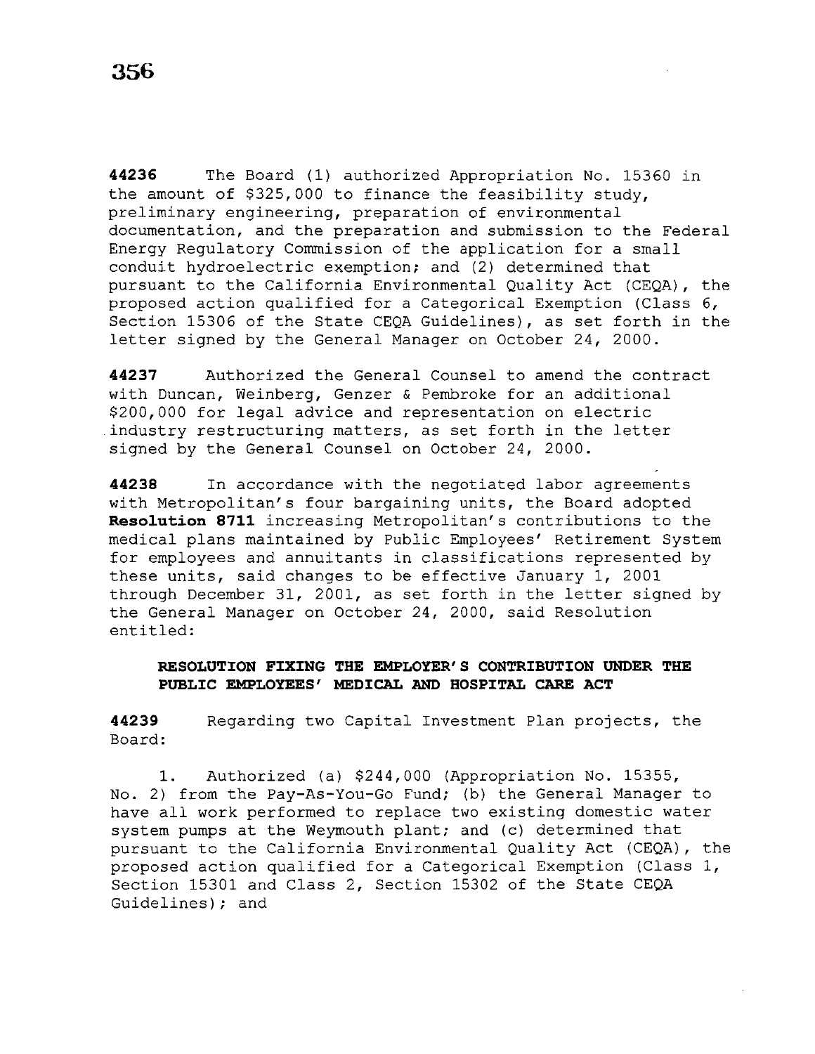**44236** The Board (1) authorized Appropriation No. 15360 in the amount of $325,000 to finance the feasibility study, preliminary engineering, preparation of environmental documentation, and the preparation and submission to the Federal Energy Regulatory Commission of the application for a small conduit hydroelectric exemption; and (2) determined that pursuant to the California Environmental Quality Act (CEQA), the proposed action qualified for a Categorical Exemption (Class 6, Section 15306 of the State CEQA Guidelines), as set forth in the letter signed by the General Manager on October 24, 2000.

**44237** Authorized the General Counsel to amend the contract with Duncan, Weinberg, Genzer & Pembroke for an additional $200,000 for legal advice and representation on electric industry restructuring matters, as set forth in the letter signed by the General Counsel on October 24, 2000.

**44238** In accordance with the negotiated labor agreements with Metropolitan's four bargaining units, the Board adopted **Resolution 8711** increasing Metropolitan's contributions to the medical plans maintained by Public Employees' Retirement System for employees and annuitants in classifications represented by these units, said changes to be effective January 1, 2001 through December 31, 2001, as set forth in the letter signed by the General Manager on October 24, 2000, said Resolution entitled:

**RESOLUTION FIXING THE EMPLOYER'S CONTRIBUTION UNDER THE PUBLIC EMPLOYEES' MEDICAL AND HOSPITAL CARE ACT**

**44239** Regarding two Capital Investment Plan projects, the Board:

1. Authorized (a) $244,000 (Appropriation No. 15355, No. 2) from the Pay-As-You-Go Fund; (b) the General Manager to have all work performed to replace two existing domestic water system pumps at the Weymouth plant; and (c) determined that pursuant to the California Environmental Quality Act (CEQA), the proposed action qualified for a Categorical Exemption (Class 1, Section 15301 and Class 2, Section 15302 of the State CEQA Guidelines); and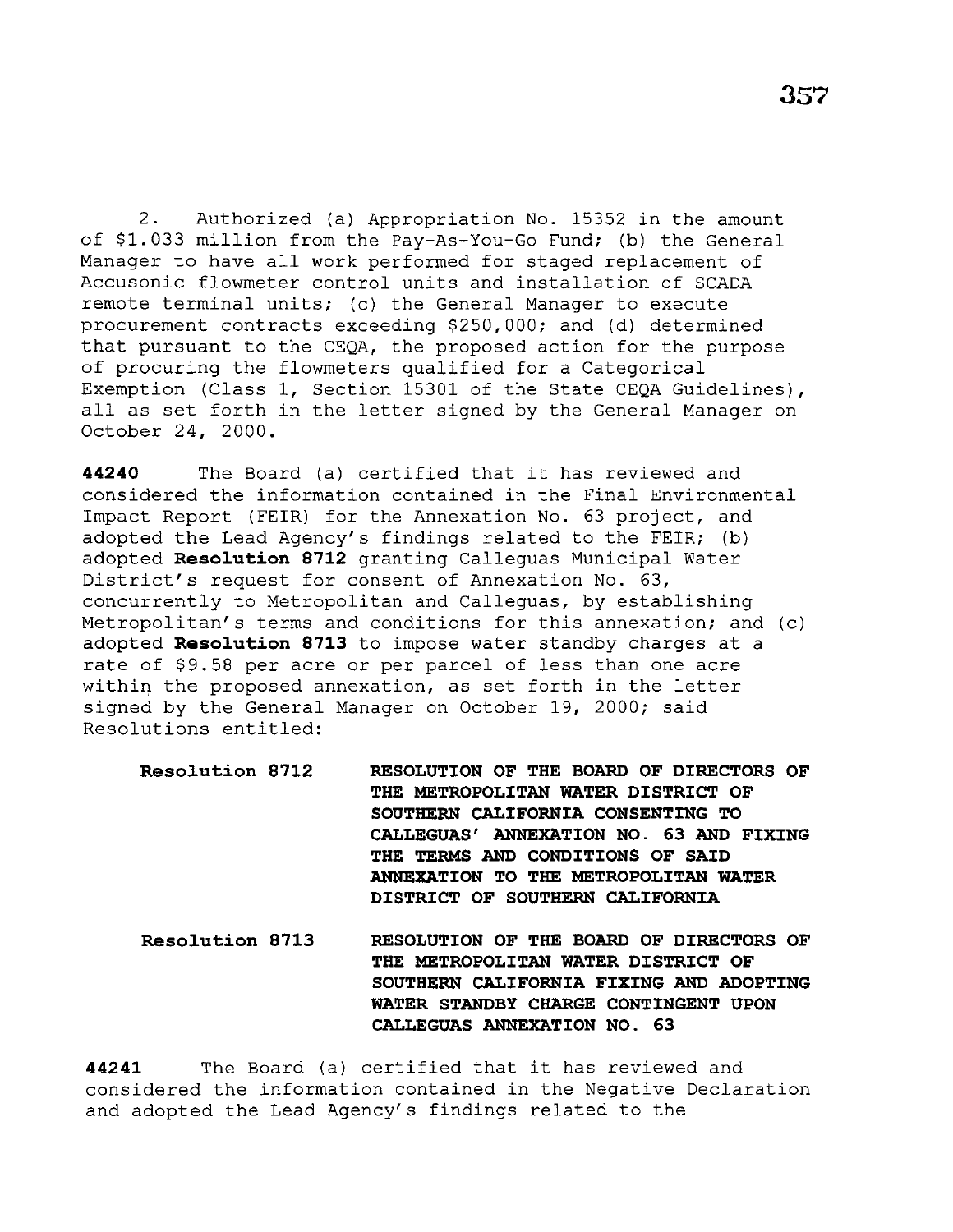2. Authorized (a) Appropriation No. 15352 in the amount of $1.033 million from the Pay-As-You-Go Fund; (b) the General Manager to have all work performed for staged replacement of Accusonic flowmeter control units and installation of SCADA remote terminal units; (c) the General Manager to execute procurement contracts exceeding $250,000; and (d) determined that pursuant to the CEQA, the proposed action for the purpose of procuring the flowmeters qualified for a Categorical Exemption (Class 1, Section 15301 of the State CEQA Guidelines), all as set forth in the letter signed by the General Manager on October 24, 2000.

**44240** The Board (a) certified that it has reviewed and considered the information contained in the Final Environmental Impact Report (FEIR) for the Annexation No. 63 project, and adopted the Lead Agency's findings related to the FEIR; (b) adopted **Resolution 8712** granting Calleguas Municipal Water District's request for consent of Annexation No. 63, concurrently to Metropolitan and Calleguas, by establishing Metropolitan's terms and conditions for this annexation; and (c) adopted **Resolution 8713** to impose water standby charges at a rate of $9.58 per acre or per parcel of less than one acre within the proposed annexation, as set forth in the letter signed by the General Manager on October 19, 2000; said Resolutions entitled:

**Resolution 8712** **RESOLUTION OF THE BOARD OF DIRECTORS OF THE METROPOLITAN WATER DISTRICT OF SOUTHERN CALIFORNIA CONSENTING TO CALLEGUAS' ANNEXATION NO. 63 AND FIXING THE TERMS AND CONDITIONS OF SAID ANNEXATION TO THE METROPOLITAN WATER DISTRICT OF SOUTHERN CALIFORNIA**

**Resolution 8713** **RESOLUTION OF THE BOARD OF DIRECTORS OF THE METROPOLITAN WATER DISTRICT OF SOUTHERN CALIFORNIA FIXING AND ADOPTING WATER STANDBY CHARGE CONTINGENT UPON CALLEGUAS ANNEXATION NO. 63**

**44241** The Board (a) certified that it has reviewed and considered the information contained in the Negative Declaration and adopted the Lead Agency's findings related to the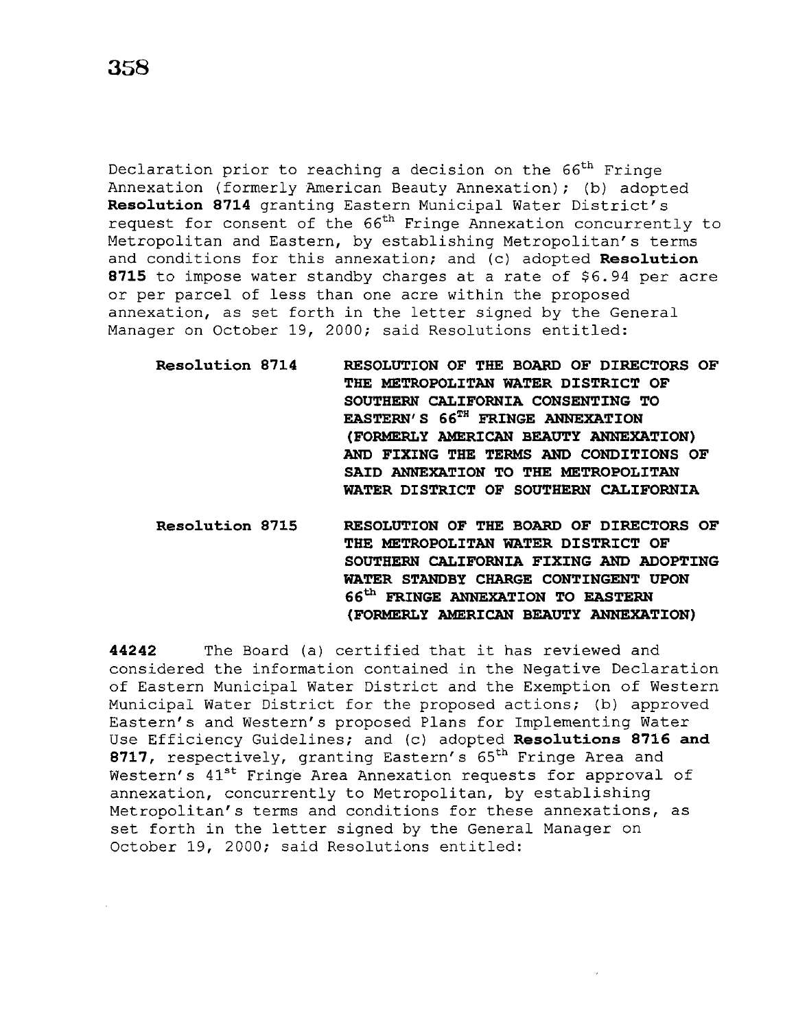Declaration prior to reaching a decision on the 66th Fringe Annexation (formerly American Beauty Annexation); (b) adopted **Resolution 8714** granting Eastern Municipal Water District's request for consent of the 66th Fringe Annexation concurrently to Metropolitan and Eastern, by establishing Metropolitan's terms and conditions for this annexation; and (c) adopted **Resolution 8715** to impose water standby charges at a rate of $6.94 per acre or per parcel of less than one acre within the proposed annexation, as set forth in the letter signed by the General Manager on October 19, 2000; said Resolutions entitled:

**Resolution 8714** **RESOLUTION OF THE BOARD OF DIRECTORS OF THE METROPOLITAN WATER DISTRICT OF SOUTHERN CALIFORNIA CONSENTING TO EASTERN'S 66TH FRINGE ANNEXATION (FORMERLY AMERICAN BEAUTY ANNEXATION) AND FIXING THE TERMS AND CONDITIONS OF SAID ANNEXATION TO THE METROPOLITAN WATER DISTRICT OF SOUTHERN CALIFORNIA**

**Resolution 8715** **RESOLUTION OF THE BOARD OF DIRECTORS OF THE METROPOLITAN WATER DISTRICT OF SOUTHERN CALIFORNIA FIXING AND ADOPTING WATER STANDBY CHARGE CONTINGENT UPON 66th FRINGE ANNEXATION TO EASTERN (FORMERLY AMERICAN BEAUTY ANNEXATION)**

**44242** The Board (a) certified that it has reviewed and considered the information contained in the Negative Declaration of Eastern Municipal Water District and the Exemption of Western Municipal Water District for the proposed actions; (b) approved Eastern's and Western's proposed Plans for Implementing Water Use Efficiency Guidelines; and (c) adopted **Resolutions 8716 and 8717**, respectively, granting Eastern's 65th Fringe Area and Western's 41st Fringe Area Annexation requests for approval of annexation, concurrently to Metropolitan, by establishing Metropolitan's terms and conditions for these annexations, as set forth in the letter signed by the General Manager on October 19, 2000; said Resolutions entitled: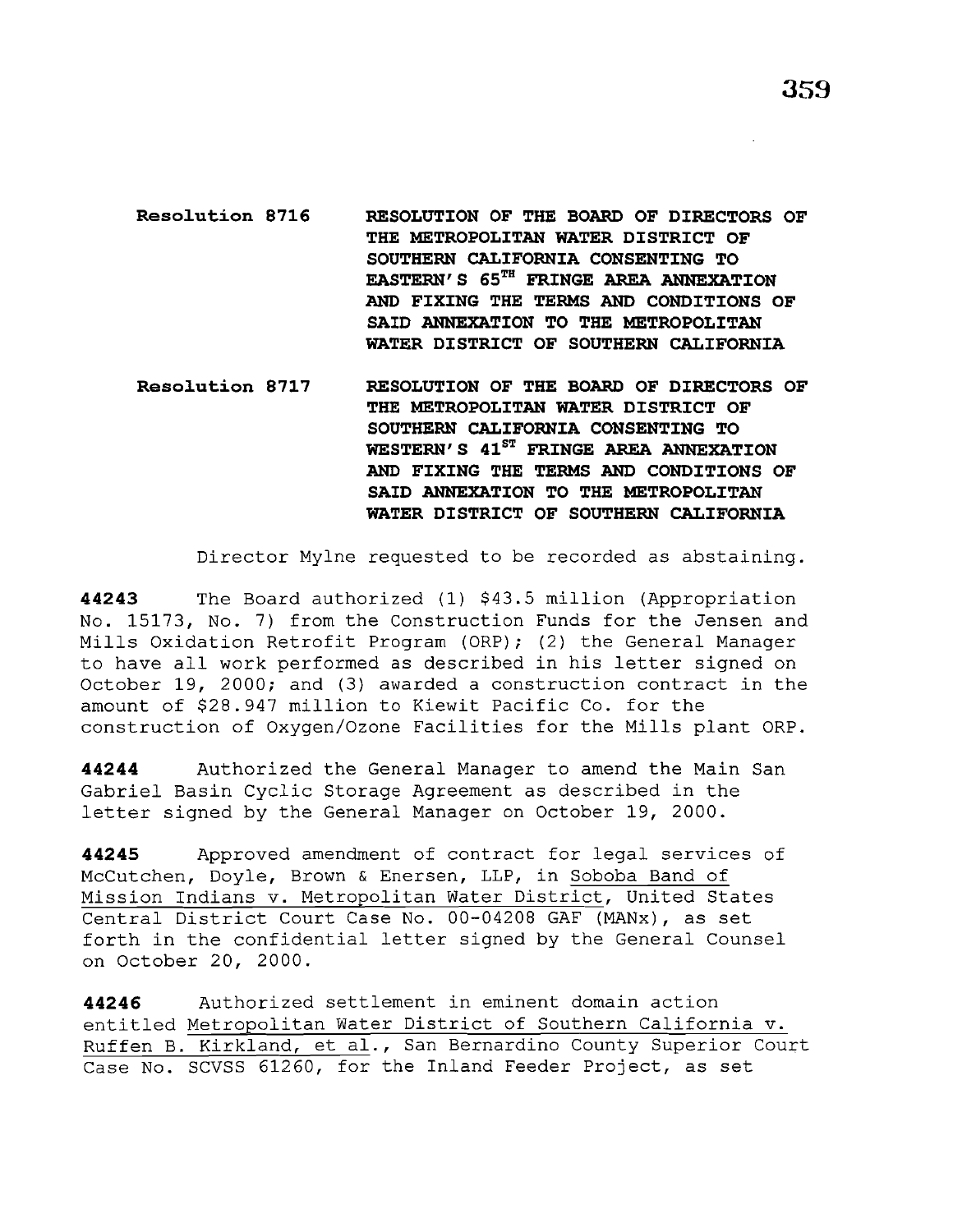**Resolution 8716** **RESOLUTION OF THE BOARD OF DIRECTORS OF THE METROPOLITAN WATER DISTRICT OF SOUTHERN CALIFORNIA CONSENTING TO EASTERN'S 65TH FRINGE AREA ANNEXATION AND FIXING THE TERMS AND CONDITIONS OF SAID ANNEXATION TO THE METROPOLITAN WATER DISTRICT OF SOUTHERN CALIFORNIA**

**Resolution 8717** **RESOLUTION OF THE BOARD OF DIRECTORS OF THE METROPOLITAN WATER DISTRICT OF SOUTHERN CALIFORNIA CONSENTING TO WESTERN'S 41ST FRINGE AREA ANNEXATION AND FIXING THE TERMS AND CONDITIONS OF SAID ANNEXATION TO THE METROPOLITAN WATER DISTRICT OF SOUTHERN CALIFORNIA**

Director Mylne requested to be recorded as abstaining.

**44243** The Board authorized (1) $43.5 million (Appropriation No. 15173, No. 7) from the Construction Funds for the Jensen and Mills Oxidation Retrofit Program (ORP); (2) the General Manager to have all work performed as described in his letter signed on October 19, 2000; and (3) awarded a construction contract in the amount of $28.947 million to Kiewit Pacific Co. for the construction of Oxygen/Ozone Facilities for the Mills plant ORP.

**44244** Authorized the General Manager to amend the Main San Gabriel Basin Cyclic Storage Agreement as described in the letter signed by the General Manager on October 19, 2000.

**44245** Approved amendment of contract for legal services of McCutchen, Doyle, Brown & Enersen, LLP, in Soboba Band of Mission Indians v. Metropolitan Water District, United States Central District Court Case No. 00-04208 GAF (MANx), as set forth in the confidential letter signed by the General Counsel on October 20, 2000.

**44246** Authorized settlement in eminent domain action entitled Metropolitan Water District of Southern California v. Ruffen B. Kirkland, et al., San Bernardino County Superior Court Case No. SCVSS 61260, for the Inland Feeder Project, as set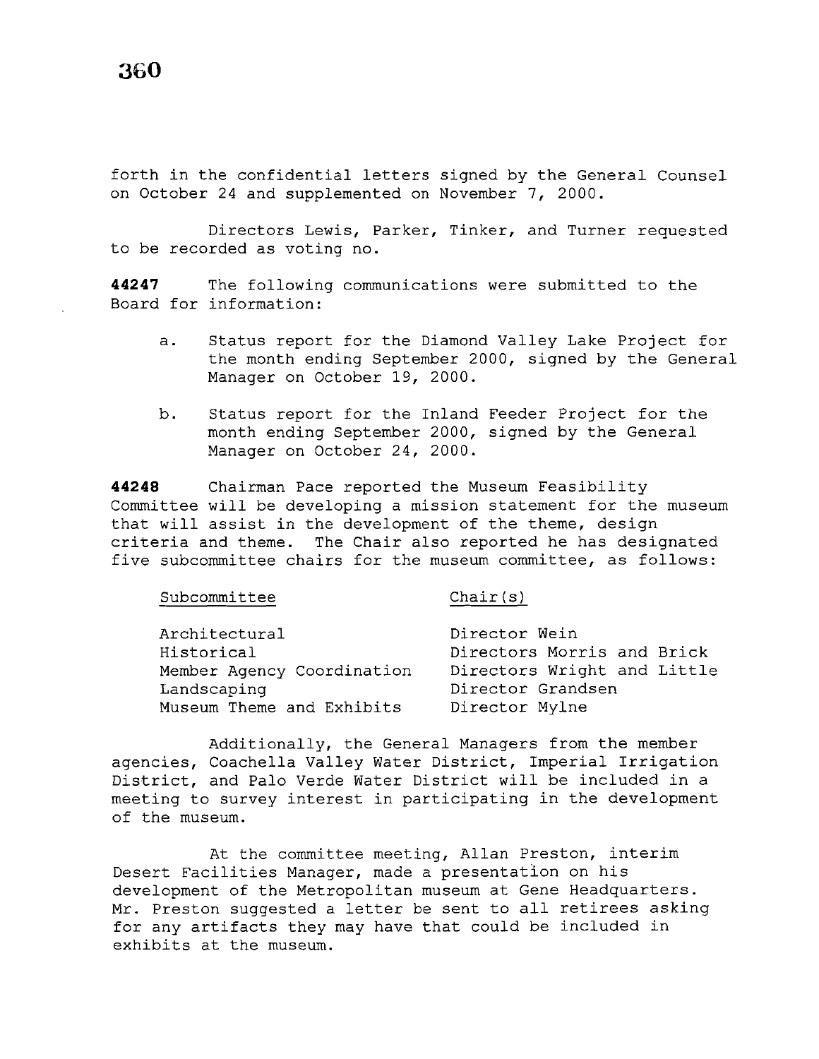forth in the confidential letters signed by the General Counsel on October 24 and supplemented on November 7, 2000.

Directors Lewis, Parker, Tinker, and Turner requested to be recorded as voting no.

**44247** The following communications were submitted to the Board for information:

a. Status report for the Diamond Valley Lake Project for the month ending September 2000, signed by the General Manager on October 19, 2000.

b. Status report for the Inland Feeder Project for the month ending September 2000, signed by the General Manager on October 24, 2000.

**44248** Chairman Pace reported the Museum Feasibility Committee will be developing a mission statement for the museum that will assist in the development of the theme, design criteria and theme. The Chair also reported he has designated five subcommittee chairs for the museum committee, as follows:

| Subcommittee | Chair(s) |
|---|---|
| Architectural | Director Wein |
| Historical | Directors Morris and Brick |
| Member Agency Coordination | Directors Wright and Little |
| Landscaping | Director Grandsen |
| Museum Theme and Exhibits | Director Mylne |

Additionally, the General Managers from the member agencies, Coachella Valley Water District, Imperial Irrigation District, and Palo Verde Water District will be included in a meeting to survey interest in participating in the development of the museum.

At the committee meeting, Allan Preston, interim Desert Facilities Manager, made a presentation on his development of the Metropolitan museum at Gene Headquarters. Mr. Preston suggested a letter be sent to all retirees asking for any artifacts they may have that could be included in exhibits at the museum.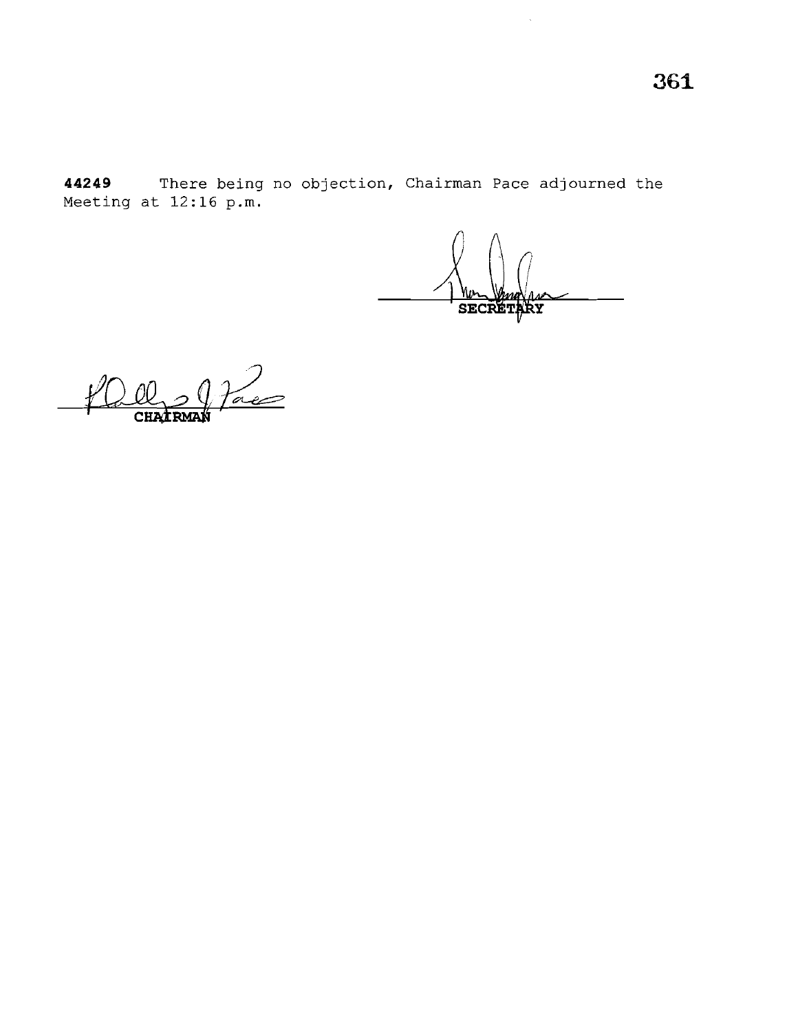**44249** There being no objection, Chairman Pace adjourned the Meeting at 12:16 p.m.

SECRETARY

CHAIRMAN